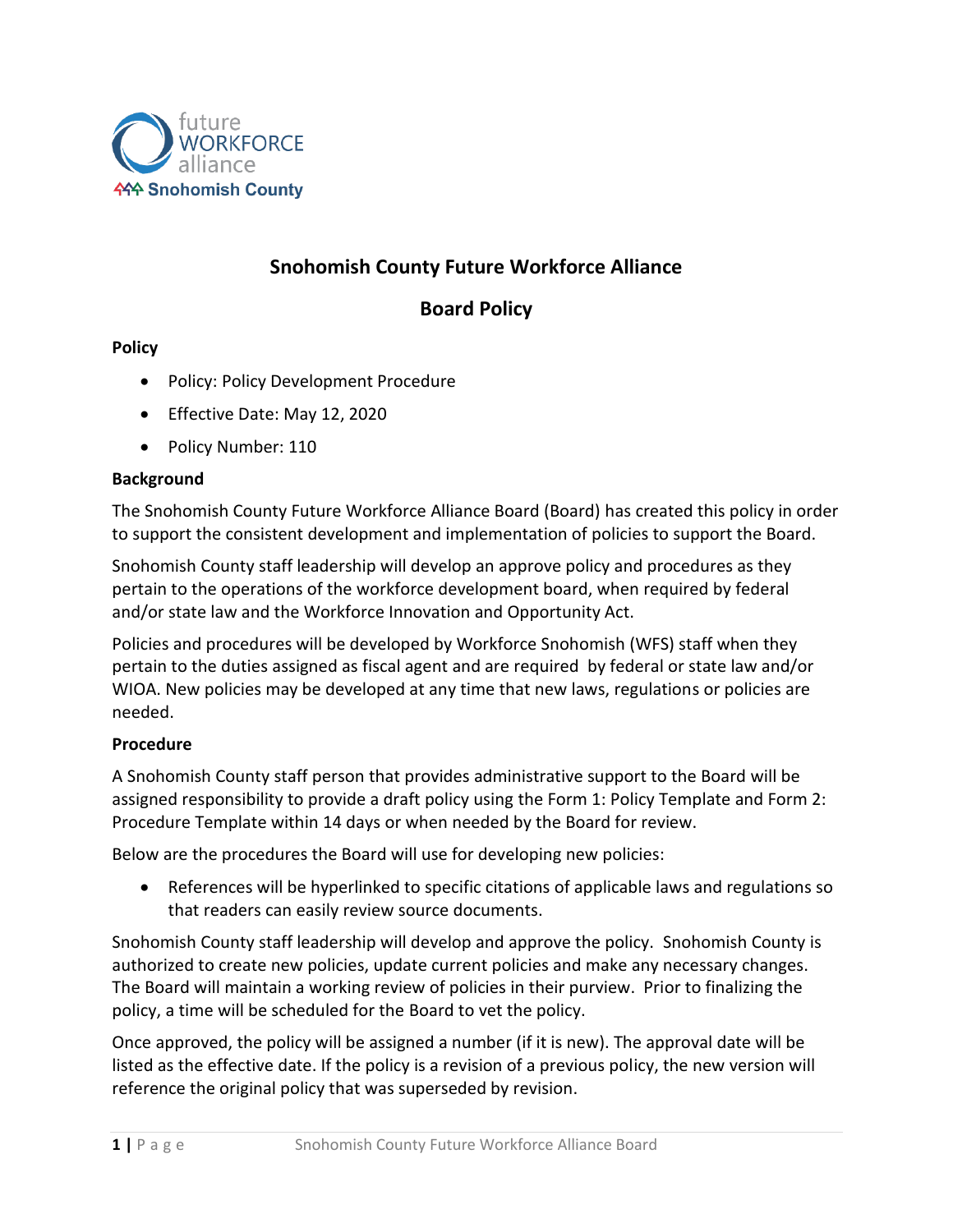future WORKFORCE alliance

Snohomish County

# Snohomish County Future Workforce Alliance

## Board Policy

**Policy**

- Policy: Policy Development Procedure
- Effective Date: May 12, 2020
- Policy Number: 110

**Background**

The Snohomish County Future Workforce Alliance Board (Board) has created this policy in order to support the consistent development and implementation of policies to support the Board.

Snohomish County staff leadership will develop an approve policy and procedures as they pertain to the operations of the workforce development board, when required by federal and/or state law and the Workforce Innovation and Opportunity Act.

Policies and procedures will be developed by Workforce Snohomish (WFS) staff when they pertain to the duties assigned as fiscal agent and are required by federal or state law and/or WIOA. New policies may be developed at any time that new laws, regulations or policies are needed.

**Procedure**

A Snohomish County staff person that provides administrative support to the Board will be assigned responsibility to provide a draft policy using the Form 1: Policy Template and Form 2: Procedure Template within 14 days or when needed by the Board for review.

Below are the procedures the Board will use for developing new policies:

- References will be hyperlinked to specific citations of applicable laws and regulations so that readers can easily review source documents.

Snohomish County staff leadership will develop and approve the policy. Snohomish County is authorized to create new policies, update current policies and make any necessary changes. The Board will maintain a working review of policies in their purview. Prior to finalizing the policy, a time will be scheduled for the Board to vet the policy.

Once approved, the policy will be assigned a number (if it is new). The approval date will be listed as the effective date. If the policy is a revision of a previous policy, the new version will reference the original policy that was superseded by revision.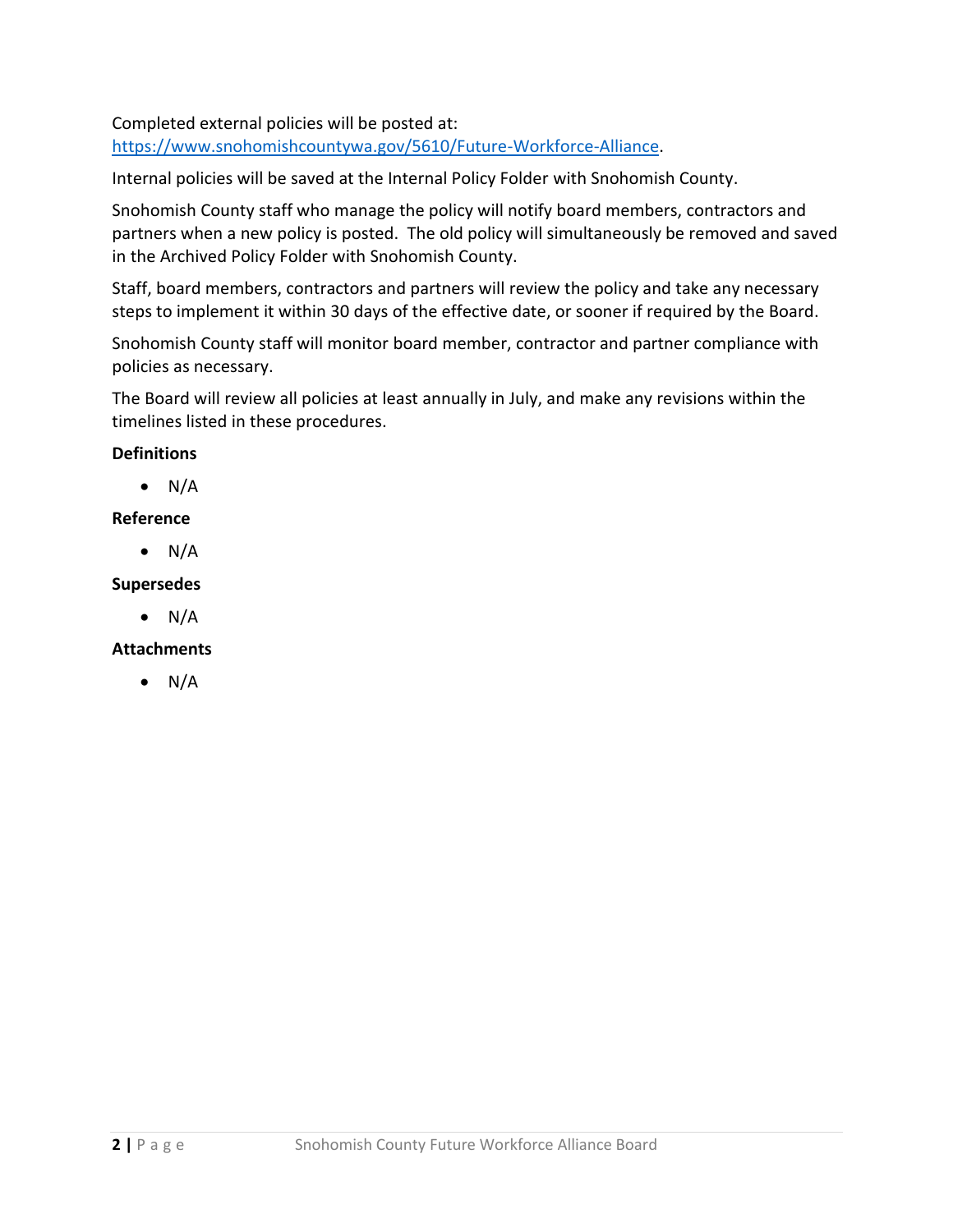Completed external policies will be posted at:
https://www.snohomishcountywa.gov/5610/Future-Workforce-Alliance.

Internal policies will be saved at the Internal Policy Folder with Snohomish County.

Snohomish County staff who manage the policy will notify board members, contractors and partners when a new policy is posted. The old policy will simultaneously be removed and saved in the Archived Policy Folder with Snohomish County.

Staff, board members, contractors and partners will review the policy and take any necessary steps to implement it within 30 days of the effective date, or sooner if required by the Board.

Snohomish County staff will monitor board member, contractor and partner compliance with policies as necessary.

The Board will review all policies at least annually in July, and make any revisions within the timelines listed in these procedures.

**Definitions**

- N/A

**Reference**

- N/A

**Supersedes**

- N/A

**Attachments**

- N/A